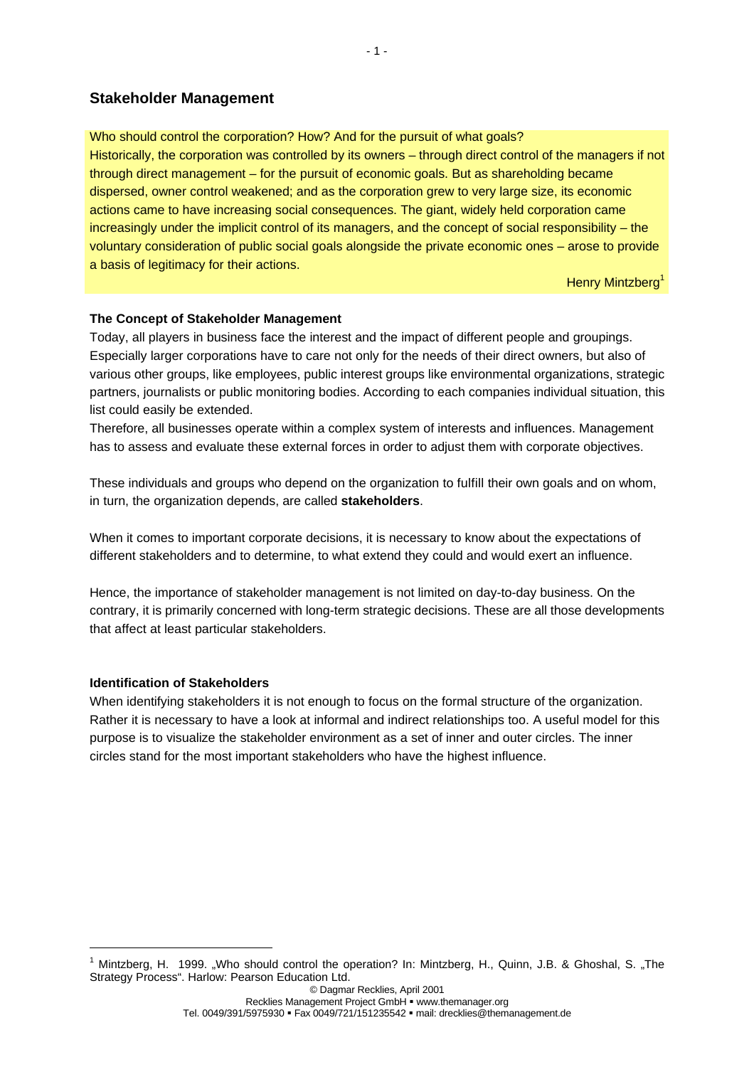## Stakeholder Management

Who should control the corporation? How? And for the pursuit of what goals?
Historically, the corporation was controlled by its owners – through direct control of the managers if not through direct management – for the pursuit of economic goals. But as shareholding became dispersed, owner control weakened; and as the corporation grew to very large size, its economic actions came to have increasing social consequences. The giant, widely held corporation came increasingly under the implicit control of its managers, and the concept of social responsibility – the voluntary consideration of public social goals alongside the private economic ones – arose to provide a basis of legitimacy for their actions.

Henry Mintzberg[1]

### The Concept of Stakeholder Management

Today, all players in business face the interest and the impact of different people and groupings. Especially larger corporations have to care not only for the needs of their direct owners, but also of various other groups, like employees, public interest groups like environmental organizations, strategic partners, journalists or public monitoring bodies. According to each companies individual situation, this list could easily be extended.
Therefore, all businesses operate within a complex system of interests and influences. Management has to assess and evaluate these external forces in order to adjust them with corporate objectives.

These individuals and groups who depend on the organization to fulfill their own goals and on whom, in turn, the organization depends, are called **stakeholders**.

When it comes to important corporate decisions, it is necessary to know about the expectations of different stakeholders and to determine, to what extend they could and would exert an influence.

Hence, the importance of stakeholder management is not limited on day-to-day business. On the contrary, it is primarily concerned with long-term strategic decisions. These are all those developments that affect at least particular stakeholders.

### Identification of Stakeholders

When identifying stakeholders it is not enough to focus on the formal structure of the organization. Rather it is necessary to have a look at informal and indirect relationships too. A useful model for this purpose is to visualize the stakeholder environment as a set of inner and outer circles. The inner circles stand for the most important stakeholders who have the highest influence.

---

[1] Mintzberg, H. 1999. „Who should control the operation? In: Mintzberg, H., Quinn, J.B. & Ghoshal, S. „The Strategy Process". Harlow: Pearson Education Ltd.

© Dagmar Recklies, April 2001
Recklies Management Project GmbH ▪ www.themanager.org
Tel. 0049/391/5975930 ▪ Fax 0049/721/151235542 ▪ mail: drecklies@themanagement.de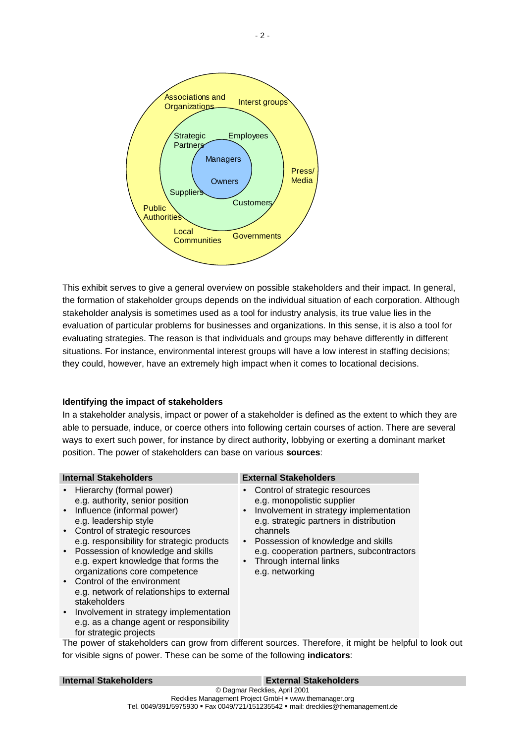Associations and Organizations | Interst groups | Press/ Media | Governments | Local Communities | Public Authorities

Strategic Partners | Employees | Customers | Suppliers

Managers | Owners

This exhibit serves to give a general overview on possible stakeholders and their impact. In general, the formation of stakeholder groups depends on the individual situation of each corporation. Although stakeholder analysis is sometimes used as a tool for industry analysis, its true value lies in the evaluation of particular problems for businesses and organizations. In this sense, it is also a tool for evaluating strategies. The reason is that individuals and groups may behave differently in different situations. For instance, environmental interest groups will have a low interest in staffing decisions; they could, however, have an extremely high impact when it comes to locational decisions.

### Identifying the impact of stakeholders

In a stakeholder analysis, impact or power of a stakeholder is defined as the extent to which they are able to persuade, induce, or coerce others into following certain courses of action. There are several ways to exert such power, for instance by direct authority, lobbying or exerting a dominant market position. The power of stakeholders can base on various **sources**:

| Internal Stakeholders | External Stakeholders |
|---|---|
| • Hierarchy (formal power)<br>e.g. authority, senior position<br>• Influence (informal power)<br>e.g. leadership style<br>• Control of strategic resources<br>e.g. responsibility for strategic products<br>• Possession of knowledge and skills<br>e.g. expert knowledge that forms the organizations core competence<br>• Control of the environment<br>e.g. network of relationships to external stakeholders<br>• Involvement in strategy implementation<br>e.g. as a change agent or responsibility for strategic projects | • Control of strategic resources<br>e.g. monopolistic supplier<br>• Involvement in strategy implementation<br>e.g. strategic partners in distribution channels<br>• Possession of knowledge and skills<br>e.g. cooperation partners, subcontractors<br>• Through internal links<br>e.g. networking |

The power of stakeholders can grow from different sources. Therefore, it might be helpful to look out for visible signs of power. These can be some of the following **indicators**:

| Internal Stakeholders | External Stakeholders |
|---|---|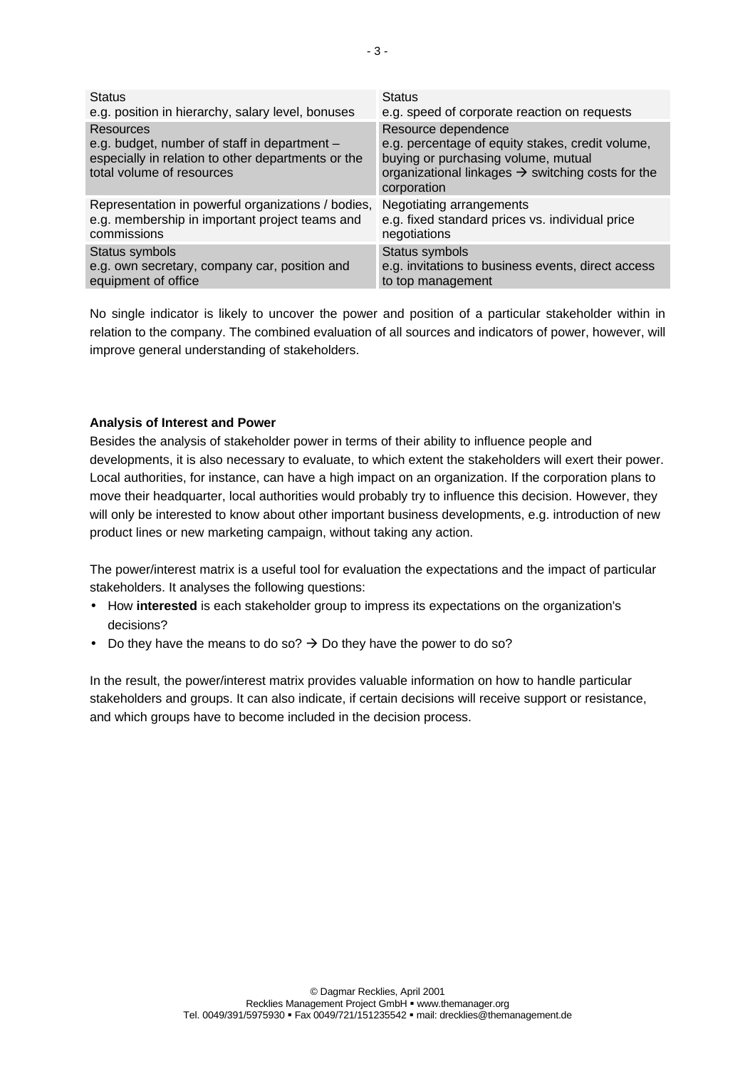| | |
|---|---|
| Status<br>e.g. position in hierarchy, salary level, bonuses | Status<br>e.g. speed of corporate reaction on requests |
| Resources<br>e.g. budget, number of staff in department – especially in relation to other departments or the total volume of resources | Resource dependence<br>e.g. percentage of equity stakes, credit volume, buying or purchasing volume, mutual organizational linkages → switching costs for the corporation |
| Representation in powerful organizations / bodies, e.g. membership in important project teams and commissions | Negotiating arrangements<br>e.g. fixed standard prices vs. individual price negotiations |
| Status symbols<br>e.g. own secretary, company car, position and equipment of office | Status symbols<br>e.g. invitations to business events, direct access to top management |

No single indicator is likely to uncover the power and position of a particular stakeholder within in relation to the company. The combined evaluation of all sources and indicators of power, however, will improve general understanding of stakeholders.

**Analysis of Interest and Power**

Besides the analysis of stakeholder power in terms of their ability to influence people and developments, it is also necessary to evaluate, to which extent the stakeholders will exert their power. Local authorities, for instance, can have a high impact on an organization. If the corporation plans to move their headquarter, local authorities would probably try to influence this decision. However, they will only be interested to know about other important business developments, e.g. introduction of new product lines or new marketing campaign, without taking any action.

The power/interest matrix is a useful tool for evaluation the expectations and the impact of particular stakeholders. It analyses the following questions:

- How **interested** is each stakeholder group to impress its expectations on the organization's decisions?
- Do they have the means to do so? → Do they have the power to do so?

In the result, the power/interest matrix provides valuable information on how to handle particular stakeholders and groups. It can also indicate, if certain decisions will receive support or resistance, and which groups have to become included in the decision process.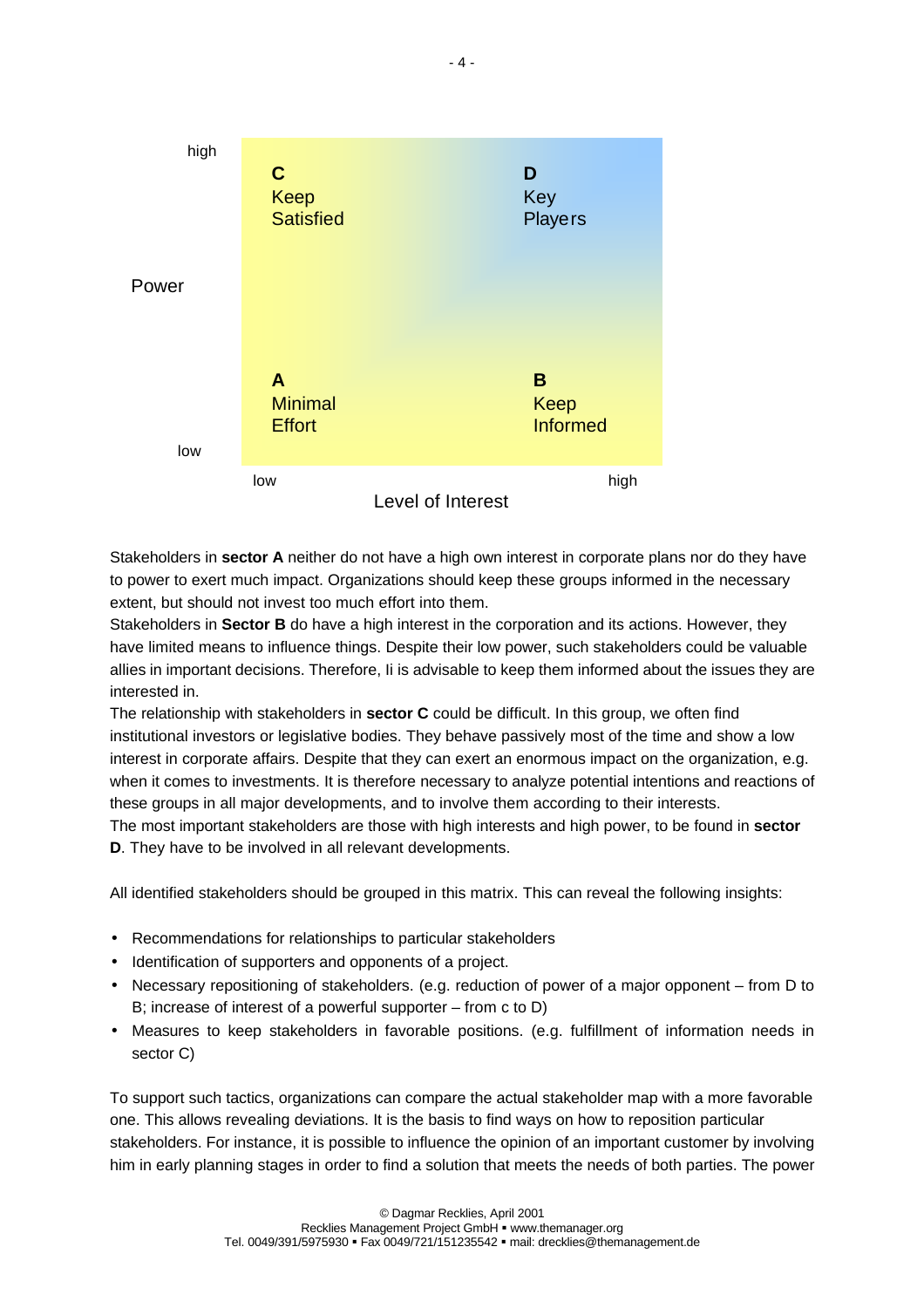| Power | Level of Interest: low | Level of Interest: high |
|---|---|---|
| high | **C** Keep Satisfied | **D** Key Players |
| low | **A** Minimal Effort | **B** Keep Informed |

Stakeholders in **sector A** neither do not have a high own interest in corporate plans nor do they have to power to exert much impact. Organizations should keep these groups informed in the necessary extent, but should not invest too much effort into them.
Stakeholders in **Sector B** do have a high interest in the corporation and its actions. However, they have limited means to influence things. Despite their low power, such stakeholders could be valuable allies in important decisions. Therefore, Ii is advisable to keep them informed about the issues they are interested in.
The relationship with stakeholders in **sector C** could be difficult. In this group, we often find institutional investors or legislative bodies. They behave passively most of the time and show a low interest in corporate affairs. Despite that they can exert an enormous impact on the organization, e.g. when it comes to investments. It is therefore necessary to analyze potential intentions and reactions of these groups in all major developments, and to involve them according to their interests.
The most important stakeholders are those with high interests and high power, to be found in **sector D**. They have to be involved in all relevant developments.

All identified stakeholders should be grouped in this matrix. This can reveal the following insights:

- Recommendations for relationships to particular stakeholders
- Identification of supporters and opponents of a project.
- Necessary repositioning of stakeholders. (e.g. reduction of power of a major opponent – from D to B; increase of interest of a powerful supporter – from c to D)
- Measures to keep stakeholders in favorable positions. (e.g. fulfillment of information needs in sector C)

To support such tactics, organizations can compare the actual stakeholder map with a more favorable one. This allows revealing deviations. It is the basis to find ways on how to reposition particular stakeholders. For instance, it is possible to influence the opinion of an important customer by involving him in early planning stages in order to find a solution that meets the needs of both parties. The power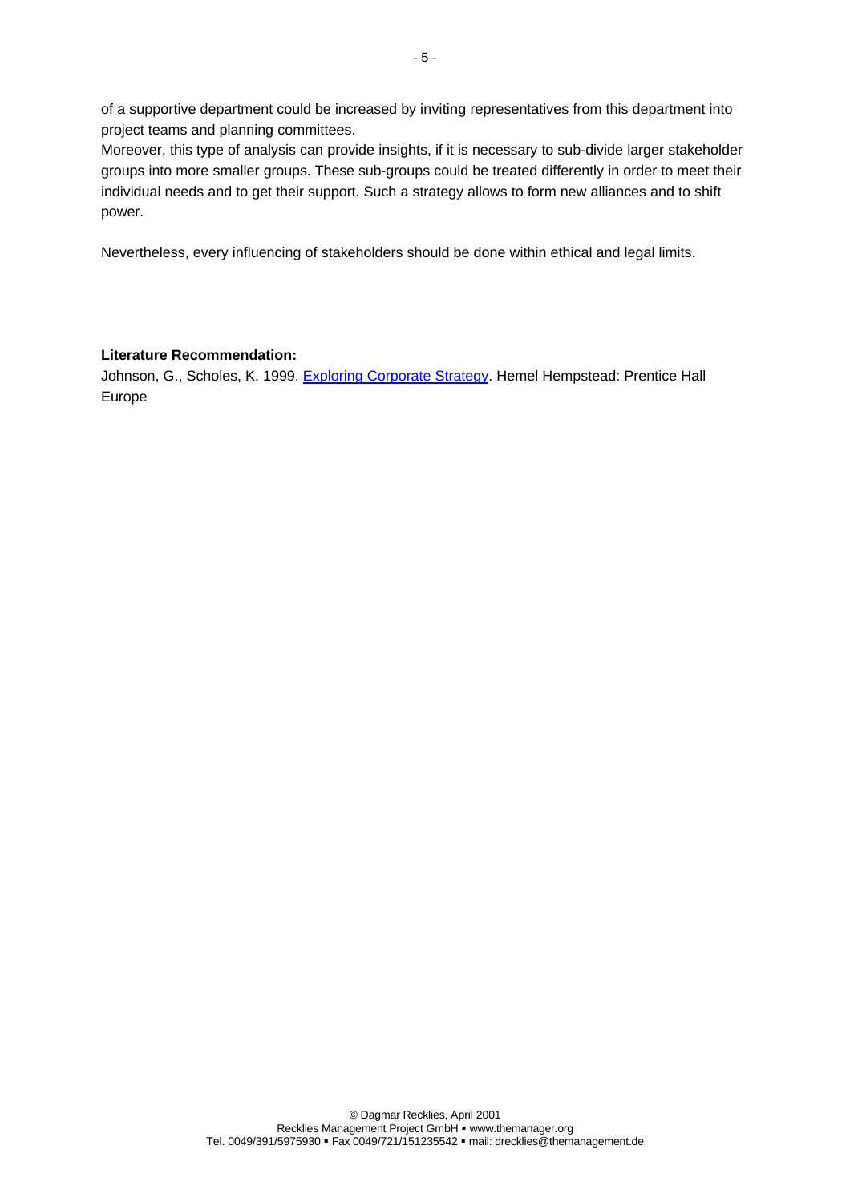of a supportive department could be increased by inviting representatives from this department into project teams and planning committees.
Moreover, this type of analysis can provide insights, if it is necessary to sub-divide larger stakeholder groups into more smaller groups. These sub-groups could be treated differently in order to meet their individual needs and to get their support. Such a strategy allows to form new alliances and to shift power.

Nevertheless, every influencing of stakeholders should be done within ethical and legal limits.

**Literature Recommendation:**
Johnson, G., Scholes, K. 1999. Exploring Corporate Strategy. Hemel Hempstead: Prentice Hall Europe